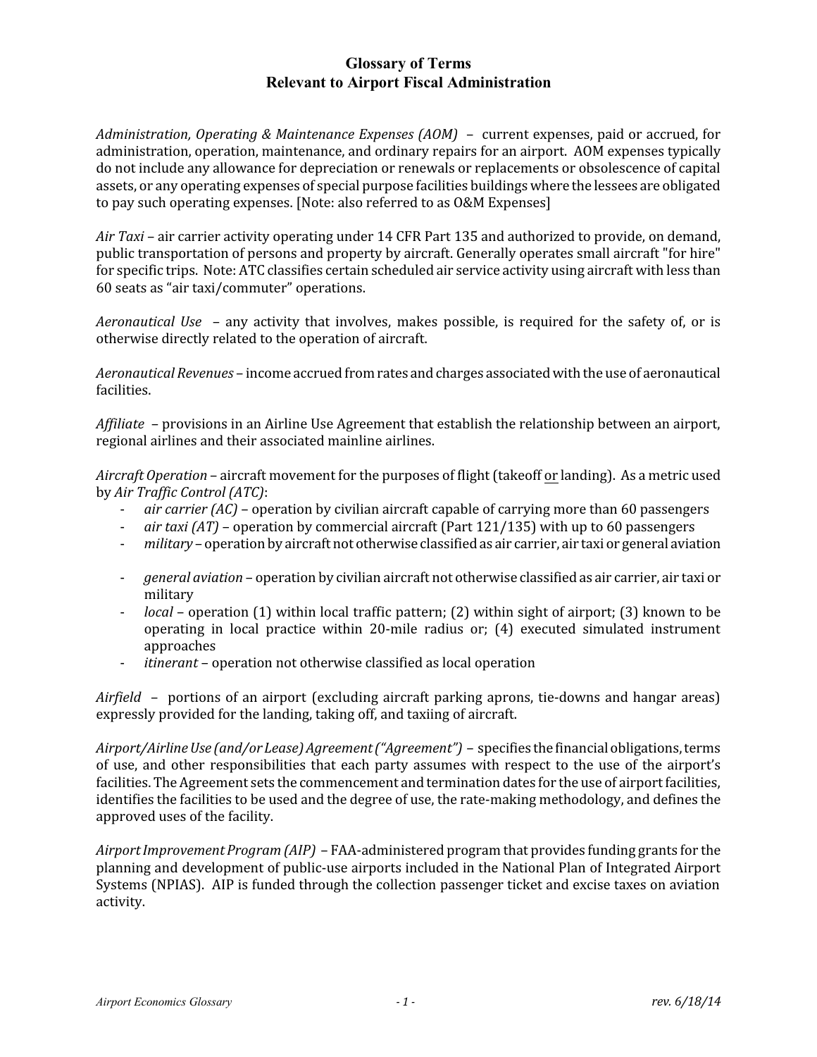# Glossary of Terms
## Relevant to Airport Fiscal Administration

*Administration, Operating & Maintenance Expenses (AOM)* – current expenses, paid or accrued, for administration, operation, maintenance, and ordinary repairs for an airport. AOM expenses typically do not include any allowance for depreciation or renewals or replacements or obsolescence of capital assets, or any operating expenses of special purpose facilities buildings where the lessees are obligated to pay such operating expenses. [Note: also referred to as O&M Expenses]

*Air Taxi* – air carrier activity operating under 14 CFR Part 135 and authorized to provide, on demand, public transportation of persons and property by aircraft. Generally operates small aircraft "for hire" for specific trips. Note: ATC classifies certain scheduled air service activity using aircraft with less than 60 seats as "air taxi/commuter" operations.

*Aeronautical Use* – any activity that involves, makes possible, is required for the safety of, or is otherwise directly related to the operation of aircraft.

*Aeronautical Revenues* – income accrued from rates and charges associated with the use of aeronautical facilities.

*Affiliate* – provisions in an Airline Use Agreement that establish the relationship between an airport, regional airlines and their associated mainline airlines.

*Aircraft Operation* – aircraft movement for the purposes of flight (takeoff or landing). As a metric used by *Air Traffic Control (ATC)*:

- *air carrier (AC)* – operation by civilian aircraft capable of carrying more than 60 passengers
- *air taxi (AT)* – operation by commercial aircraft (Part 121/135) with up to 60 passengers
- *military* – operation by aircraft not otherwise classified as air carrier, air taxi or general aviation
- *general aviation* – operation by civilian aircraft not otherwise classified as air carrier, air taxi or military
- *local* – operation (1) within local traffic pattern; (2) within sight of airport; (3) known to be operating in local practice within 20-mile radius or; (4) executed simulated instrument approaches
- *itinerant* – operation not otherwise classified as local operation

*Airfield* – portions of an airport (excluding aircraft parking aprons, tie-downs and hangar areas) expressly provided for the landing, taking off, and taxiing of aircraft.

*Airport/Airline Use (and/or Lease) Agreement ("Agreement")* – specifies the financial obligations, terms of use, and other responsibilities that each party assumes with respect to the use of the airport's facilities. The Agreement sets the commencement and termination dates for the use of airport facilities, identifies the facilities to be used and the degree of use, the rate-making methodology, and defines the approved uses of the facility.

*Airport Improvement Program (AIP)* – FAA-administered program that provides funding grants for the planning and development of public-use airports included in the National Plan of Integrated Airport Systems (NPIAS). AIP is funded through the collection passenger ticket and excise taxes on aviation activity.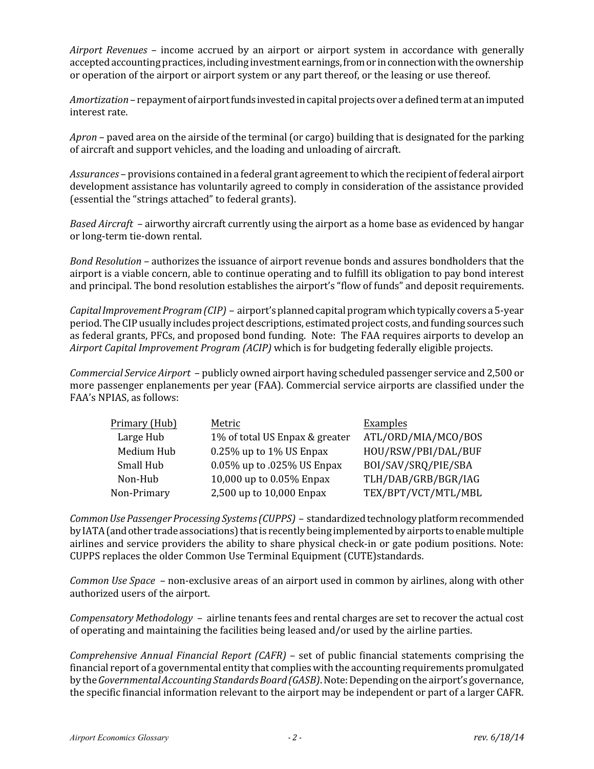*Airport Revenues* – income accrued by an airport or airport system in accordance with generally accepted accounting practices, including investment earnings, from or in connection with the ownership or operation of the airport or airport system or any part thereof, or the leasing or use thereof.

*Amortization* – repayment of airport funds invested in capital projects over a defined term at an imputed interest rate.

*Apron* – paved area on the airside of the terminal (or cargo) building that is designated for the parking of aircraft and support vehicles, and the loading and unloading of aircraft.

*Assurances* – provisions contained in a federal grant agreement to which the recipient of federal airport development assistance has voluntarily agreed to comply in consideration of the assistance provided (essential the "strings attached" to federal grants).

*Based Aircraft* – airworthy aircraft currently using the airport as a home base as evidenced by hangar or long-term tie-down rental.

*Bond Resolution* – authorizes the issuance of airport revenue bonds and assures bondholders that the airport is a viable concern, able to continue operating and to fulfill its obligation to pay bond interest and principal. The bond resolution establishes the airport's "flow of funds" and deposit requirements.

*Capital Improvement Program (CIP)* – airport's planned capital program which typically covers a 5-year period. The CIP usually includes project descriptions, estimated project costs, and funding sources such as federal grants, PFCs, and proposed bond funding. Note: The FAA requires airports to develop an *Airport Capital Improvement Program (ACIP)* which is for budgeting federally eligible projects.

*Commercial Service Airport* – publicly owned airport having scheduled passenger service and 2,500 or more passenger enplanements per year (FAA). Commercial service airports are classified under the FAA's NPIAS, as follows:

| Primary (Hub) | Metric | Examples |
|---|---|---|
| Large Hub | 1% of total US Enpax & greater | ATL/ORD/MIA/MCO/BOS |
| Medium Hub | 0.25% up to 1% US Enpax | HOU/RSW/PBI/DAL/BUF |
| Small Hub | 0.05% up to .025% US Enpax | BOI/SAV/SRQ/PIE/SBA |
| Non-Hub | 10,000 up to 0.05% Enpax | TLH/DAB/GRB/BGR/IAG |
| Non-Primary | 2,500 up to 10,000 Enpax | TEX/BPT/VCT/MTL/MBL |

*Common Use Passenger Processing Systems (CUPPS)* – standardized technology platform recommended by IATA (and other trade associations) that is recently being implemented by airports to enable multiple airlines and service providers the ability to share physical check-in or gate podium positions. Note: CUPPS replaces the older Common Use Terminal Equipment (CUTE)standards.

*Common Use Space* – non-exclusive areas of an airport used in common by airlines, along with other authorized users of the airport.

*Compensatory Methodology* – airline tenants fees and rental charges are set to recover the actual cost of operating and maintaining the facilities being leased and/or used by the airline parties.

*Comprehensive Annual Financial Report (CAFR)* – set of public financial statements comprising the financial report of a governmental entity that complies with the accounting requirements promulgated by the *Governmental Accounting Standards Board (GASB)*. Note: Depending on the airport's governance, the specific financial information relevant to the airport may be independent or part of a larger CAFR.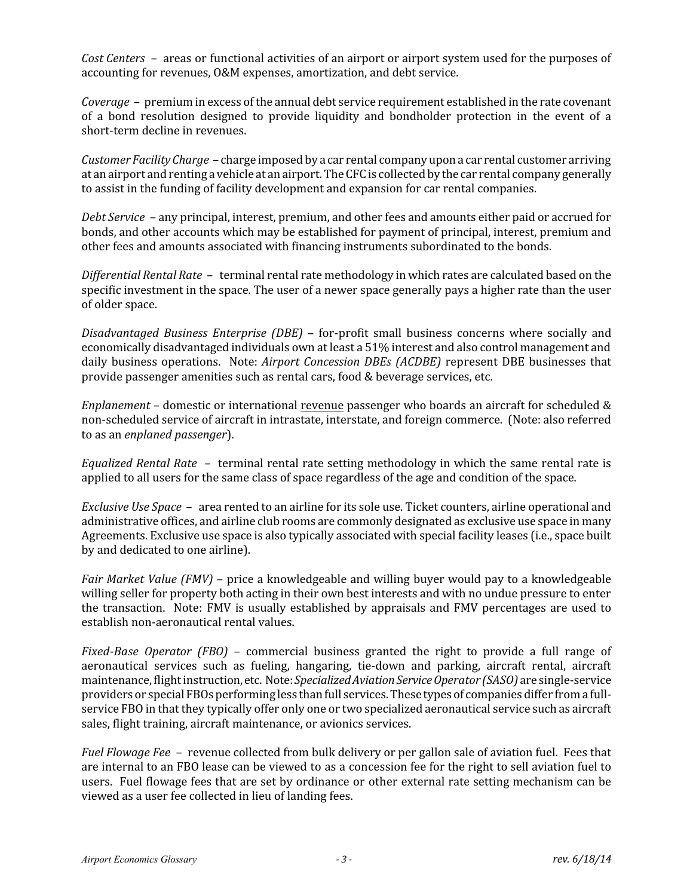*Cost Centers* – areas or functional activities of an airport or airport system used for the purposes of accounting for revenues, O&M expenses, amortization, and debt service.

*Coverage* – premium in excess of the annual debt service requirement established in the rate covenant of a bond resolution designed to provide liquidity and bondholder protection in the event of a short-term decline in revenues.

*Customer Facility Charge* – charge imposed by a car rental company upon a car rental customer arriving at an airport and renting a vehicle at an airport. The CFC is collected by the car rental company generally to assist in the funding of facility development and expansion for car rental companies.

*Debt Service* – any principal, interest, premium, and other fees and amounts either paid or accrued for bonds, and other accounts which may be established for payment of principal, interest, premium and other fees and amounts associated with financing instruments subordinated to the bonds.

*Differential Rental Rate* – terminal rental rate methodology in which rates are calculated based on the specific investment in the space. The user of a newer space generally pays a higher rate than the user of older space.

*Disadvantaged Business Enterprise (DBE)* – for-profit small business concerns where socially and economically disadvantaged individuals own at least a 51% interest and also control management and daily business operations. Note: *Airport Concession DBEs (ACDBE)* represent DBE businesses that provide passenger amenities such as rental cars, food & beverage services, etc.

*Enplanement* – domestic or international <u>revenue</u> passenger who boards an aircraft for scheduled & non-scheduled service of aircraft in intrastate, interstate, and foreign commerce. (Note: also referred to as an *enplaned passenger*).

*Equalized Rental Rate* – terminal rental rate setting methodology in which the same rental rate is applied to all users for the same class of space regardless of the age and condition of the space.

*Exclusive Use Space* – area rented to an airline for its sole use. Ticket counters, airline operational and administrative offices, and airline club rooms are commonly designated as exclusive use space in many Agreements. Exclusive use space is also typically associated with special facility leases (i.e., space built by and dedicated to one airline).

*Fair Market Value (FMV)* – price a knowledgeable and willing buyer would pay to a knowledgeable willing seller for property both acting in their own best interests and with no undue pressure to enter the transaction. Note: FMV is usually established by appraisals and FMV percentages are used to establish non-aeronautical rental values.

*Fixed-Base Operator (FBO)* – commercial business granted the right to provide a full range of aeronautical services such as fueling, hangaring, tie-down and parking, aircraft rental, aircraft maintenance, flight instruction, etc. Note: *Specialized Aviation Service Operator (SASO)* are single-service providers or special FBOs performing less than full services. These types of companies differ from a full-service FBO in that they typically offer only one or two specialized aeronautical service such as aircraft sales, flight training, aircraft maintenance, or avionics services.

*Fuel Flowage Fee* – revenue collected from bulk delivery or per gallon sale of aviation fuel. Fees that are internal to an FBO lease can be viewed to as a concession fee for the right to sell aviation fuel to users. Fuel flowage fees that are set by ordinance or other external rate setting mechanism can be viewed as a user fee collected in lieu of landing fees.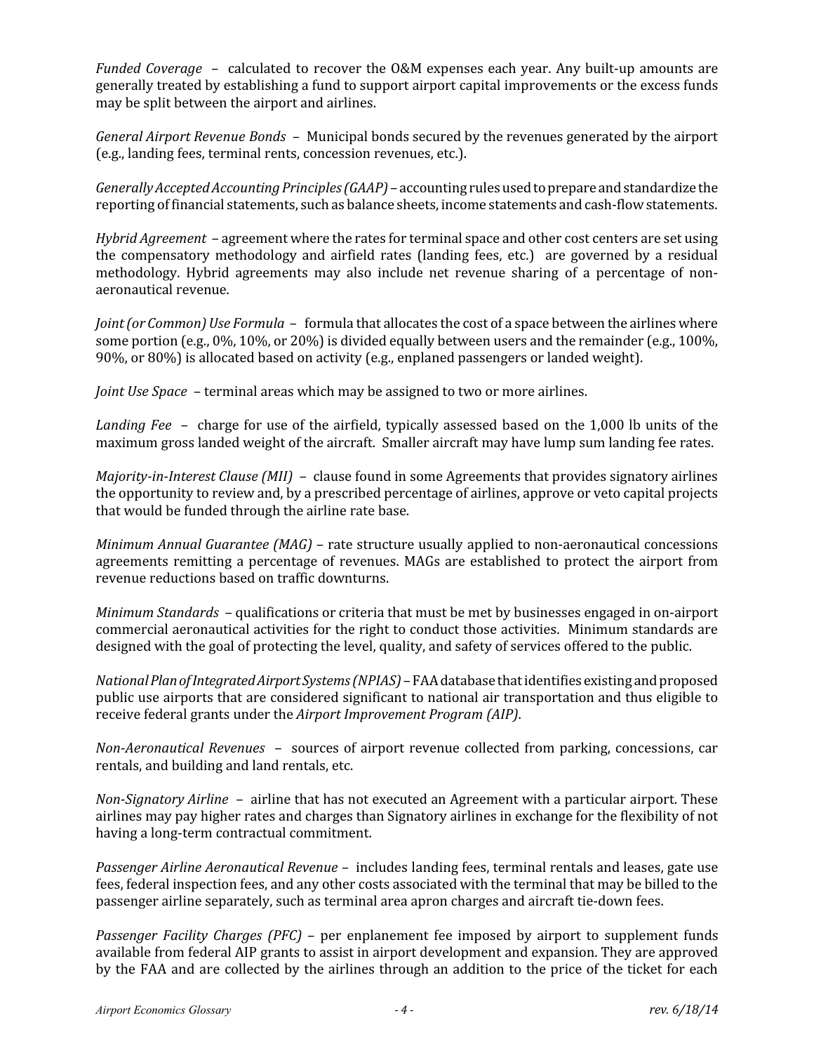*Funded Coverage* – calculated to recover the O&M expenses each year. Any built-up amounts are generally treated by establishing a fund to support airport capital improvements or the excess funds may be split between the airport and airlines.

*General Airport Revenue Bonds* – Municipal bonds secured by the revenues generated by the airport (e.g., landing fees, terminal rents, concession revenues, etc.).

*Generally Accepted Accounting Principles (GAAP)* – accounting rules used to prepare and standardize the reporting of financial statements, such as balance sheets, income statements and cash-flow statements.

*Hybrid Agreement* – agreement where the rates for terminal space and other cost centers are set using the compensatory methodology and airfield rates (landing fees, etc.) are governed by a residual methodology. Hybrid agreements may also include net revenue sharing of a percentage of non-aeronautical revenue.

*Joint (or Common) Use Formula* – formula that allocates the cost of a space between the airlines where some portion (e.g., 0%, 10%, or 20%) is divided equally between users and the remainder (e.g., 100%, 90%, or 80%) is allocated based on activity (e.g., enplaned passengers or landed weight).

*Joint Use Space* – terminal areas which may be assigned to two or more airlines.

*Landing Fee* – charge for use of the airfield, typically assessed based on the 1,000 lb units of the maximum gross landed weight of the aircraft. Smaller aircraft may have lump sum landing fee rates.

*Majority-in-Interest Clause (MII)* – clause found in some Agreements that provides signatory airlines the opportunity to review and, by a prescribed percentage of airlines, approve or veto capital projects that would be funded through the airline rate base.

*Minimum Annual Guarantee (MAG)* – rate structure usually applied to non-aeronautical concessions agreements remitting a percentage of revenues. MAGs are established to protect the airport from revenue reductions based on traffic downturns.

*Minimum Standards* – qualifications or criteria that must be met by businesses engaged in on-airport commercial aeronautical activities for the right to conduct those activities. Minimum standards are designed with the goal of protecting the level, quality, and safety of services offered to the public.

*National Plan of Integrated Airport Systems (NPIAS)* – FAA database that identifies existing and proposed public use airports that are considered significant to national air transportation and thus eligible to receive federal grants under the *Airport Improvement Program (AIP)*.

*Non-Aeronautical Revenues* – sources of airport revenue collected from parking, concessions, car rentals, and building and land rentals, etc.

*Non-Signatory Airline* – airline that has not executed an Agreement with a particular airport. These airlines may pay higher rates and charges than Signatory airlines in exchange for the flexibility of not having a long-term contractual commitment.

*Passenger Airline Aeronautical Revenue* – includes landing fees, terminal rentals and leases, gate use fees, federal inspection fees, and any other costs associated with the terminal that may be billed to the passenger airline separately, such as terminal area apron charges and aircraft tie-down fees.

*Passenger Facility Charges (PFC)* – per enplanement fee imposed by airport to supplement funds available from federal AIP grants to assist in airport development and expansion. They are approved by the FAA and are collected by the airlines through an addition to the price of the ticket for each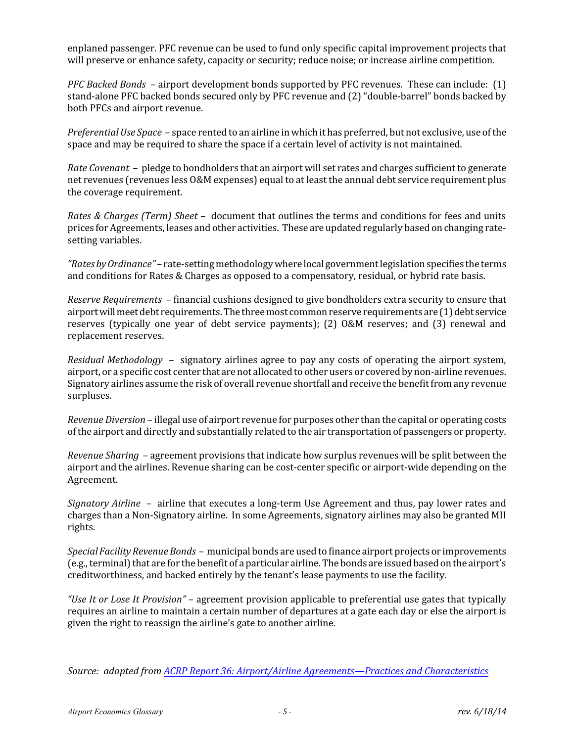enplaned passenger. PFC revenue can be used to fund only specific capital improvement projects that will preserve or enhance safety, capacity or security; reduce noise; or increase airline competition.

*PFC Backed Bonds* – airport development bonds supported by PFC revenues. These can include: (1) stand-alone PFC backed bonds secured only by PFC revenue and (2) "double-barrel" bonds backed by both PFCs and airport revenue.

*Preferential Use Space* – space rented to an airline in which it has preferred, but not exclusive, use of the space and may be required to share the space if a certain level of activity is not maintained.

*Rate Covenant* – pledge to bondholders that an airport will set rates and charges sufficient to generate net revenues (revenues less O&M expenses) equal to at least the annual debt service requirement plus the coverage requirement.

*Rates & Charges (Term) Sheet* – document that outlines the terms and conditions for fees and units prices for Agreements, leases and other activities. These are updated regularly based on changing rate-setting variables.

*"Rates by Ordinance"* – rate-setting methodology where local government legislation specifies the terms and conditions for Rates & Charges as opposed to a compensatory, residual, or hybrid rate basis.

*Reserve Requirements* – financial cushions designed to give bondholders extra security to ensure that airport will meet debt requirements. The three most common reserve requirements are (1) debt service reserves (typically one year of debt service payments); (2) O&M reserves; and (3) renewal and replacement reserves.

*Residual Methodology* – signatory airlines agree to pay any costs of operating the airport system, airport, or a specific cost center that are not allocated to other users or covered by non-airline revenues. Signatory airlines assume the risk of overall revenue shortfall and receive the benefit from any revenue surpluses.

*Revenue Diversion* – illegal use of airport revenue for purposes other than the capital or operating costs of the airport and directly and substantially related to the air transportation of passengers or property.

*Revenue Sharing* – agreement provisions that indicate how surplus revenues will be split between the airport and the airlines. Revenue sharing can be cost-center specific or airport-wide depending on the Agreement.

*Signatory Airline* – airline that executes a long-term Use Agreement and thus, pay lower rates and charges than a Non-Signatory airline. In some Agreements, signatory airlines may also be granted MII rights.

*Special Facility Revenue Bonds* – municipal bonds are used to finance airport projects or improvements (e.g., terminal) that are for the benefit of a particular airline. The bonds are issued based on the airport's creditworthiness, and backed entirely by the tenant's lease payments to use the facility.

*"Use It or Lose It Provision"* – agreement provision applicable to preferential use gates that typically requires an airline to maintain a certain number of departures at a gate each day or else the airport is given the right to reassign the airline's gate to another airline.

*Source: adapted from ACRP Report 36: Airport/Airline Agreements—Practices and Characteristics*